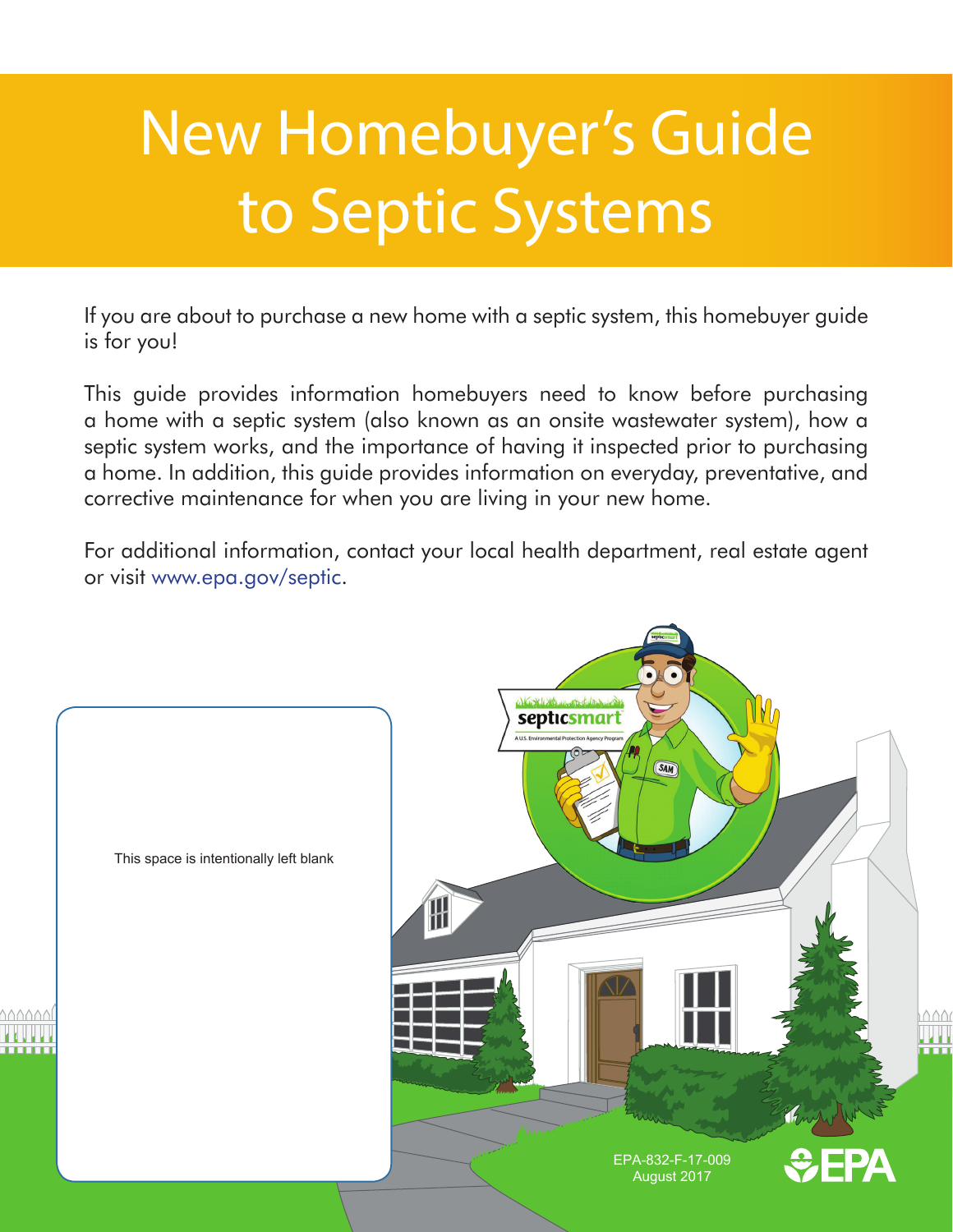# New Homebuyer's Guide to Septic Systems

If you are about to purchase a new home with a septic system, this homebuyer guide is for you!

This guide provides information homebuyers need to know before purchasing a home with a septic system (also known as an onsite wastewater system), how a septic system works, and the importance of having it inspected prior to purchasing a home. In addition, this guide provides information on everyday, preventative, and corrective maintenance for when you are living in your new home.

For additional information, contact your local health department, real estate agent or visit www.epa.gov/septic.

This space is intentionally left blank

EPA-832-F-17-009
August 2017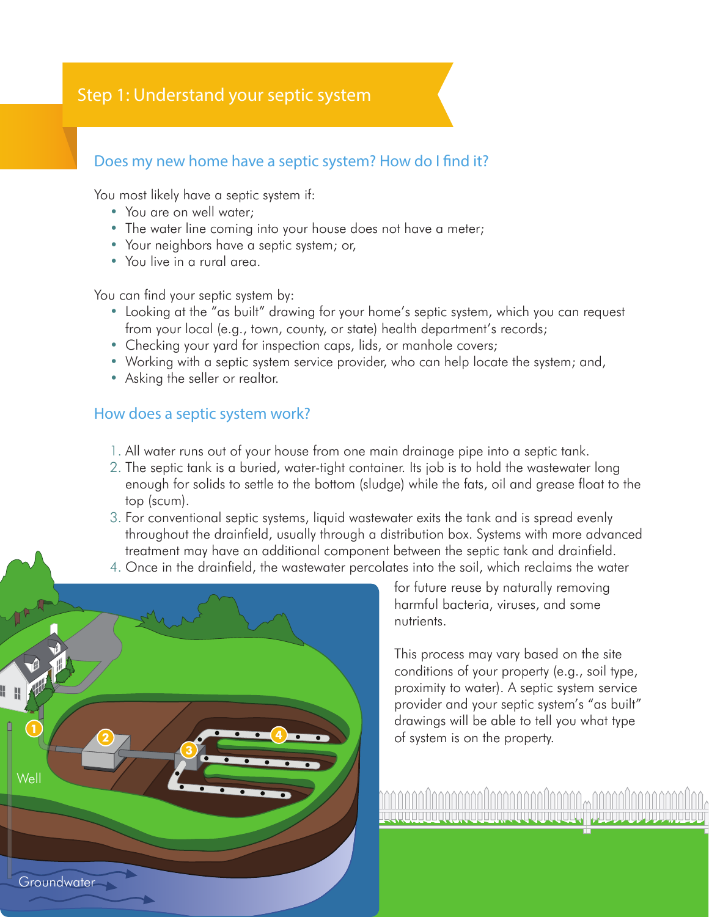## Step 1: Understand your septic system

### Does my new home have a septic system? How do I find it?

You most likely have a septic system if:

- You are on well water;
- The water line coming into your house does not have a meter;
- Your neighbors have a septic system; or,
- You live in a rural area.

You can find your septic system by:

- Looking at the "as built" drawing for your home's septic system, which you can request from your local (e.g., town, county, or state) health department's records;
- Checking your yard for inspection caps, lids, or manhole covers;
- Working with a septic system service provider, who can help locate the system; and,
- Asking the seller or realtor.

### How does a septic system work?

1. All water runs out of your house from one main drainage pipe into a septic tank.
2. The septic tank is a buried, water-tight container. Its job is to hold the wastewater long enough for solids to settle to the bottom (sludge) while the fats, oil and grease float to the top (scum).
3. For conventional septic systems, liquid wastewater exits the tank and is spread evenly throughout the drainfield, usually through a distribution box. Systems with more advanced treatment may have an additional component between the septic tank and drainfield.
4. Once in the drainfield, the wastewater percolates into the soil, which reclaims the water for future reuse by naturally removing harmful bacteria, viruses, and some nutrients.

This process may vary based on the site conditions of your property (e.g., soil type, proximity to water). A septic system service provider and your septic system's "as built" drawings will be able to tell you what type of system is on the property.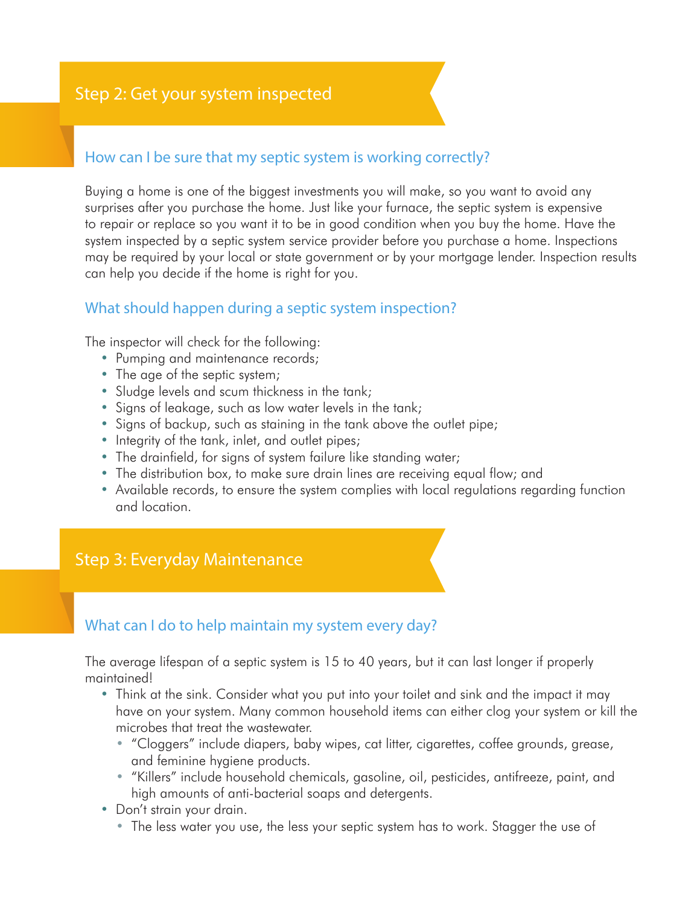## Step 2: Get your system inspected

### How can I be sure that my septic system is working correctly?

Buying a home is one of the biggest investments you will make, so you want to avoid any surprises after you purchase the home. Just like your furnace, the septic system is expensive to repair or replace so you want it to be in good condition when you buy the home. Have the system inspected by a septic system service provider before you purchase a home. Inspections may be required by your local or state government or by your mortgage lender. Inspection results can help you decide if the home is right for you.

### What should happen during a septic system inspection?

The inspector will check for the following:

- Pumping and maintenance records;
- The age of the septic system;
- Sludge levels and scum thickness in the tank;
- Signs of leakage, such as low water levels in the tank;
- Signs of backup, such as staining in the tank above the outlet pipe;
- Integrity of the tank, inlet, and outlet pipes;
- The drainfield, for signs of system failure like standing water;
- The distribution box, to make sure drain lines are receiving equal flow; and
- Available records, to ensure the system complies with local regulations regarding function and location.

## Step 3: Everyday Maintenance

### What can I do to help maintain my system every day?

The average lifespan of a septic system is 15 to 40 years, but it can last longer if properly maintained!

- Think at the sink. Consider what you put into your toilet and sink and the impact it may have on your system. Many common household items can either clog your system or kill the microbes that treat the wastewater.
  - "Cloggers" include diapers, baby wipes, cat litter, cigarettes, coffee grounds, grease, and feminine hygiene products.
  - "Killers" include household chemicals, gasoline, oil, pesticides, antifreeze, paint, and high amounts of anti-bacterial soaps and detergents.
- Don't strain your drain.
  - The less water you use, the less your septic system has to work. Stagger the use of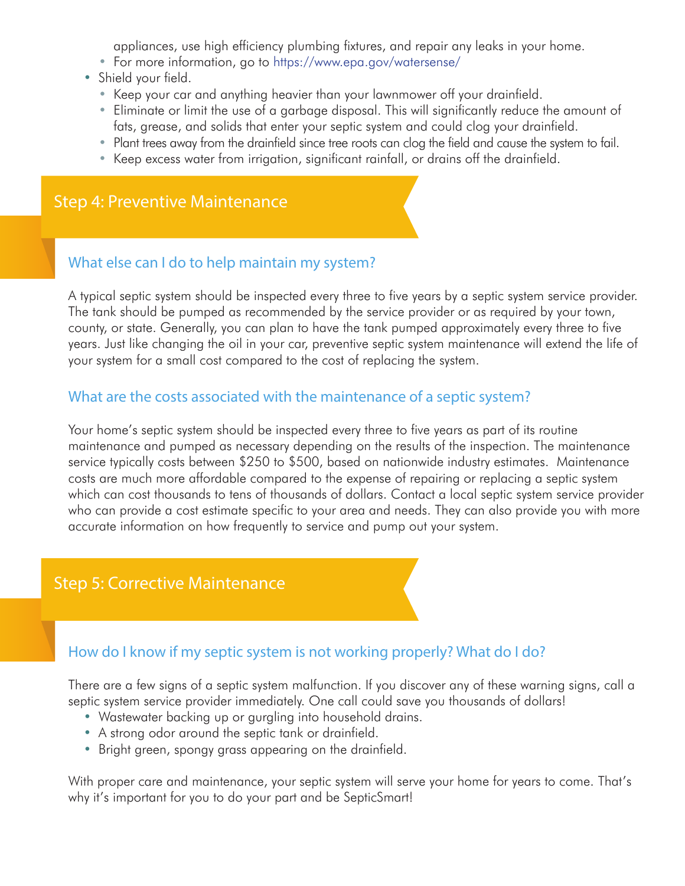appliances, use high efficiency plumbing fixtures, and repair any leaks in your home.
  - For more information, go to https://www.epa.gov/watersense/
- Shield your field.
  - Keep your car and anything heavier than your lawnmower off your drainfield.
  - Eliminate or limit the use of a garbage disposal. This will significantly reduce the amount of fats, grease, and solids that enter your septic system and could clog your drainfield.
  - Plant trees away from the drainfield since tree roots can clog the field and cause the system to fail.
  - Keep excess water from irrigation, significant rainfall, or drains off the drainfield.

## Step 4: Preventive Maintenance

### What else can I do to help maintain my system?

A typical septic system should be inspected every three to five years by a septic system service provider. The tank should be pumped as recommended by the service provider or as required by your town, county, or state. Generally, you can plan to have the tank pumped approximately every three to five years. Just like changing the oil in your car, preventive septic system maintenance will extend the life of your system for a small cost compared to the cost of replacing the system.

### What are the costs associated with the maintenance of a septic system?

Your home's septic system should be inspected every three to five years as part of its routine maintenance and pumped as necessary depending on the results of the inspection. The maintenance service typically costs between $250 to $500, based on nationwide industry estimates. Maintenance costs are much more affordable compared to the expense of repairing or replacing a septic system which can cost thousands to tens of thousands of dollars. Contact a local septic system service provider who can provide a cost estimate specific to your area and needs. They can also provide you with more accurate information on how frequently to service and pump out your system.

## Step 5: Corrective Maintenance

### How do I know if my septic system is not working properly? What do I do?

There are a few signs of a septic system malfunction. If you discover any of these warning signs, call a septic system service provider immediately. One call could save you thousands of dollars!

- Wastewater backing up or gurgling into household drains.
- A strong odor around the septic tank or drainfield.
- Bright green, spongy grass appearing on the drainfield.

With proper care and maintenance, your septic system will serve your home for years to come. That's why it's important for you to do your part and be SepticSmart!